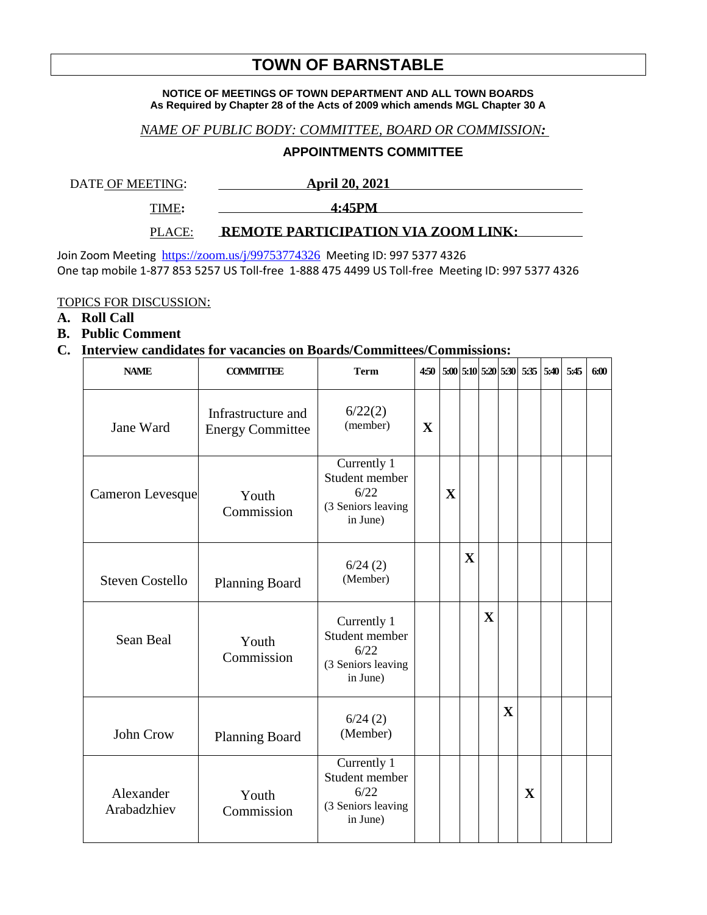# TOWN OF BARNSTABLE

**NOTICE OF MEETINGS OF TOWN DEPARTMENT AND ALL TOWN BOARDS**
**As Required by Chapter 28 of the Acts of 2009 which amends MGL Chapter 30 A**

*NAME OF PUBLIC BODY: COMMITTEE, BOARD OR COMMISSION:*

**APPOINTMENTS COMMITTEE**

DATE OF MEETING: **April 20, 2021**

TIME: **4:45PM**

PLACE: **REMOTE PARTICIPATION VIA ZOOM LINK:**

Join Zoom Meeting https://zoom.us/j/99753774326 Meeting ID: 997 5377 4326
One tap mobile 1-877 853 5257 US Toll-free 1-888 475 4499 US Toll-free Meeting ID: 997 5377 4326

TOPICS FOR DISCUSSION:

**A. Roll Call**

**B. Public Comment**

**C. Interview candidates for vacancies on Boards/Committees/Commissions:**

| NAME | COMMITTEE | Term | 4:50 | 5:00 | 5:10 | 5:20 | 5:30 | 5:35 | 5:40 | 5:45 | 6:00 |
|---|---|---|---|---|---|---|---|---|---|---|---|
| Jane Ward | Infrastructure and Energy Committee | 6/22(2) (member) | X | | | | | | | | |
| Cameron Levesque | Youth Commission | Currently 1 Student member 6/22 (3 Seniors leaving in June) | | X | | | | | | | |
| Steven Costello | Planning Board | 6/24 (2) (Member) | | | X | | | | | | |
| Sean Beal | Youth Commission | Currently 1 Student member 6/22 (3 Seniors leaving in June) | | | | X | | | | | |
| John Crow | Planning Board | 6/24 (2) (Member) | | | | | X | | | | |
| Alexander Arabadzhiev | Youth Commission | Currently 1 Student member 6/22 (3 Seniors leaving in June) | | | | | | X | | | |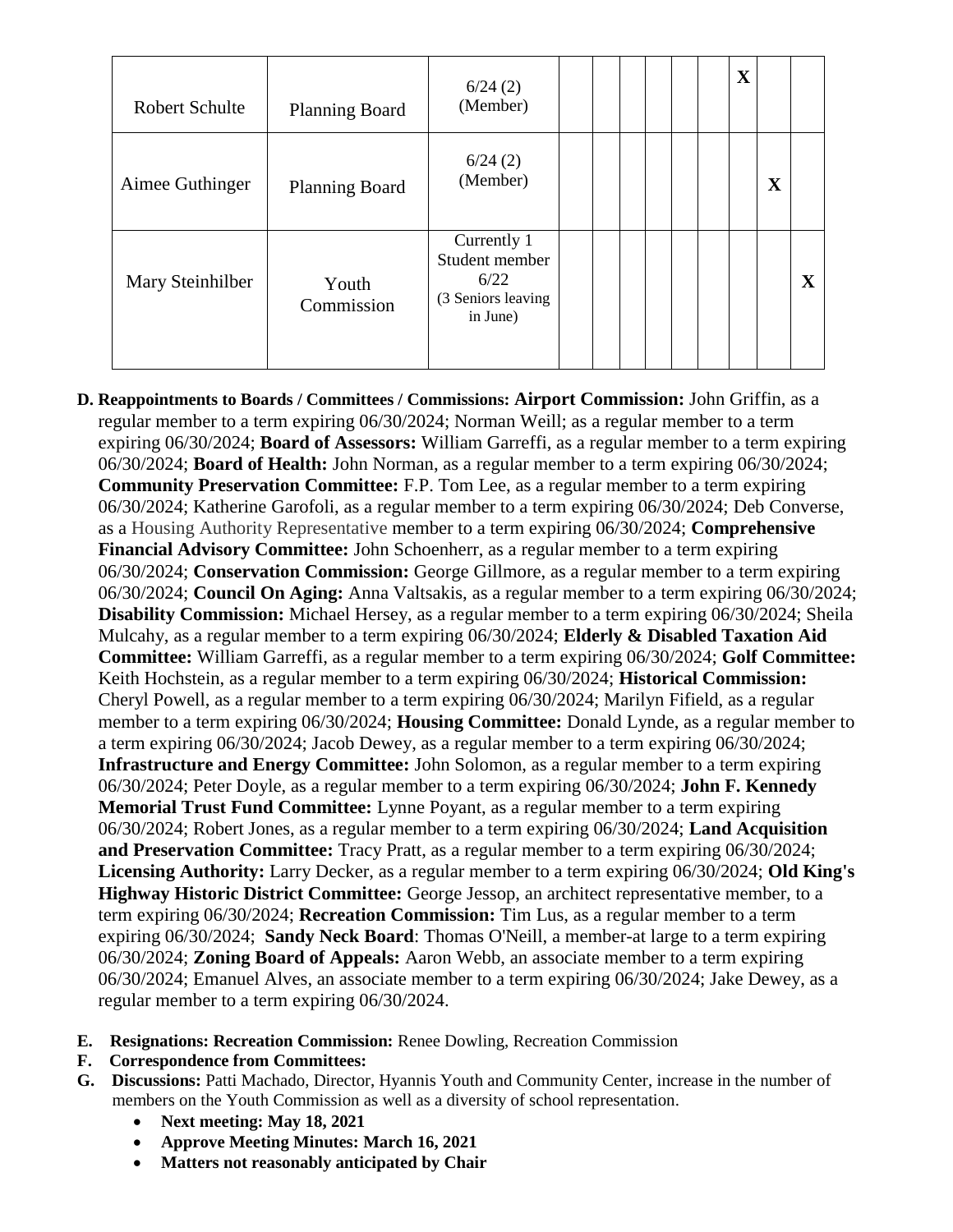| | | | | | | | | | | | |
|---|---|---|---|---|---|---|---|---|---|---|---|
| Robert Schulte | Planning Board | 6/24 (2) (Member) | | | | | | | X | | |
| Aimee Guthinger | Planning Board | 6/24 (2) (Member) | | | | | | | | X | |
| Mary Steinhilber | Youth Commission | Currently 1 Student member 6/22 (3 Seniors leaving in June) | | | | | | | | | X |

**D. Reappointments to Boards / Committees / Commissions: Airport Commission:** John Griffin, as a regular member to a term expiring 06/30/2024; Norman Weill; as a regular member to a term expiring 06/30/2024; **Board of Assessors:** William Garreffi, as a regular member to a term expiring 06/30/2024; **Board of Health:** John Norman, as a regular member to a term expiring 06/30/2024; **Community Preservation Committee:** F.P. Tom Lee, as a regular member to a term expiring 06/30/2024; Katherine Garofoli, as a regular member to a term expiring 06/30/2024; Deb Converse, as a Housing Authority Representative member to a term expiring 06/30/2024; **Comprehensive Financial Advisory Committee:** John Schoenherr, as a regular member to a term expiring 06/30/2024; **Conservation Commission:** George Gillmore, as a regular member to a term expiring 06/30/2024; **Council On Aging:** Anna Valtsakis, as a regular member to a term expiring 06/30/2024; **Disability Commission:** Michael Hersey, as a regular member to a term expiring 06/30/2024; Sheila Mulcahy, as a regular member to a term expiring 06/30/2024; **Elderly & Disabled Taxation Aid Committee:** William Garreffi, as a regular member to a term expiring 06/30/2024; **Golf Committee:** Keith Hochstein, as a regular member to a term expiring 06/30/2024; **Historical Commission:** Cheryl Powell, as a regular member to a term expiring 06/30/2024; Marilyn Fifield, as a regular member to a term expiring 06/30/2024; **Housing Committee:** Donald Lynde, as a regular member to a term expiring 06/30/2024; Jacob Dewey, as a regular member to a term expiring 06/30/2024; **Infrastructure and Energy Committee:** John Solomon, as a regular member to a term expiring 06/30/2024; Peter Doyle, as a regular member to a term expiring 06/30/2024; **John F. Kennedy Memorial Trust Fund Committee:** Lynne Poyant, as a regular member to a term expiring 06/30/2024; Robert Jones, as a regular member to a term expiring 06/30/2024; **Land Acquisition and Preservation Committee:** Tracy Pratt, as a regular member to a term expiring 06/30/2024; **Licensing Authority:** Larry Decker, as a regular member to a term expiring 06/30/2024; **Old King's Highway Historic District Committee:** George Jessop, an architect representative member, to a term expiring 06/30/2024; **Recreation Commission:** Tim Lus, as a regular member to a term expiring 06/30/2024; **Sandy Neck Board**: Thomas O'Neill, a member-at large to a term expiring 06/30/2024; **Zoning Board of Appeals:** Aaron Webb, an associate member to a term expiring 06/30/2024; Emanuel Alves, an associate member to a term expiring 06/30/2024; Jake Dewey, as a regular member to a term expiring 06/30/2024.

**E. Resignations: Recreation Commission:** Renee Dowling, Recreation Commission

**F. Correspondence from Committees:**

**G. Discussions:** Patti Machado, Director, Hyannis Youth and Community Center, increase in the number of members on the Youth Commission as well as a diversity of school representation.

- **Next meeting: May 18, 2021**
- **Approve Meeting Minutes: March 16, 2021**
- **Matters not reasonably anticipated by Chair**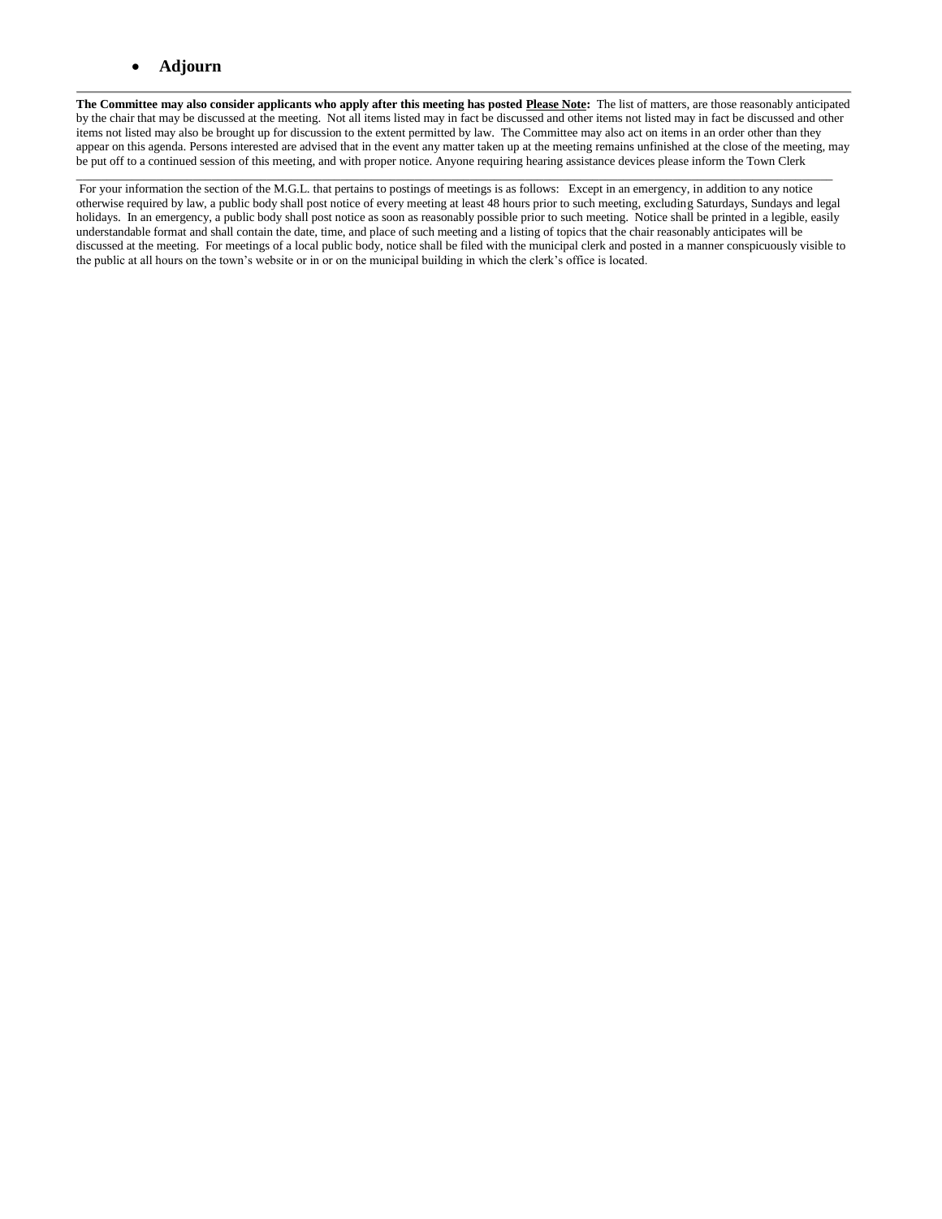- **Adjourn**

---

**The Committee may also consider applicants who apply after this meeting has posted** **Please Note:** The list of matters, are those reasonably anticipated by the chair that may be discussed at the meeting. Not all items listed may in fact be discussed and other items not listed may in fact be discussed and other items not listed may also be brought up for discussion to the extent permitted by law. The Committee may also act on items in an order other than they appear on this agenda. Persons interested are advised that in the event any matter taken up at the meeting remains unfinished at the close of the meeting, may be put off to a continued session of this meeting, and with proper notice. Anyone requiring hearing assistance devices please inform the Town Clerk

---

For your information the section of the M.G.L. that pertains to postings of meetings is as follows: Except in an emergency, in addition to any notice otherwise required by law, a public body shall post notice of every meeting at least 48 hours prior to such meeting, excluding Saturdays, Sundays and legal holidays. In an emergency, a public body shall post notice as soon as reasonably possible prior to such meeting. Notice shall be printed in a legible, easily understandable format and shall contain the date, time, and place of such meeting and a listing of topics that the chair reasonably anticipates will be discussed at the meeting. For meetings of a local public body, notice shall be filed with the municipal clerk and posted in a manner conspicuously visible to the public at all hours on the town's website or in or on the municipal building in which the clerk's office is located.